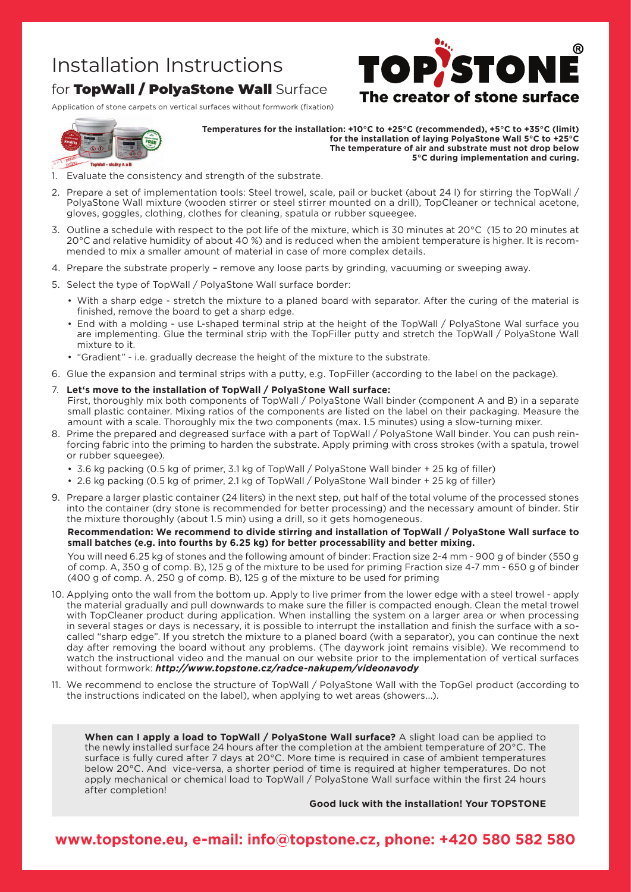# Installation Instructions

## for **TopWall / PolyaStone Wall** Surface

Application of stone carpets on vertical surfaces without formwork (fixation)

**TOPSTONE®**
**The creator of stone surface**

**Temperatures for the installation: +10°C to +25°C (recommended), +5°C to +35°C (limit)**
**for the installation of laying PolyaStone Wall 5°C to +25°C**
**The temperature of air and substrate must not drop below 5°C during implementation and curing.**

1. Evaluate the consistency and strength of the substrate.
2. Prepare a set of implementation tools: Steel trowel, scale, pail or bucket (about 24 l) for stirring the TopWall / PolyaStone Wall mixture (wooden stirrer or steel stirrer mounted on a drill), TopCleaner or technical acetone, gloves, goggles, clothing, clothes for cleaning, spatula or rubber squeegee.
3. Outline a schedule with respect to the pot life of the mixture, which is 30 minutes at 20°C (15 to 20 minutes at 20°C and relative humidity of about 40 %) and is reduced when the ambient temperature is higher. It is recommended to mix a smaller amount of material in case of more complex details.
4. Prepare the substrate properly – remove any loose parts by grinding, vacuuming or sweeping away.
5. Select the type of TopWall / PolyaStone Wall surface border:
   - With a sharp edge - stretch the mixture to a planed board with separator. After the curing of the material is finished, remove the board to get a sharp edge.
   - End with a molding - use L-shaped terminal strip at the height of the TopWall / PolyaStone Wal surface you are implementing. Glue the terminal strip with the TopFiller putty and stretch the TopWall / PolyaStone Wall mixture to it.
   - "Gradient" - i.e. gradually decrease the height of the mixture to the substrate.
6. Glue the expansion and terminal strips with a putty, e.g. TopFiller (according to the label on the package).
7. **Let's move to the installation of TopWall / PolyaStone Wall surface:**
   First, thoroughly mix both components of TopWall / PolyaStone Wall binder (component A and B) in a separate small plastic container. Mixing ratios of the components are listed on the label on their packaging. Measure the amount with a scale. Thoroughly mix the two components (max. 1.5 minutes) using a slow-turning mixer.
8. Prime the prepared and degreased surface with a part of TopWall / PolyaStone Wall binder. You can push reinforcing fabric into the priming to harden the substrate. Apply priming with cross strokes (with a spatula, trowel or rubber squeegee).
   - 3.6 kg packing (0.5 kg of primer, 3.1 kg of TopWall / PolyaStone Wall binder + 25 kg of filler)
   - 2.6 kg packing (0.5 kg of primer, 2.1 kg of TopWall / PolyaStone Wall binder + 25 kg of filler)
9. Prepare a larger plastic container (24 liters) in the next step, put half of the total volume of the processed stones into the container (dry stone is recommended for better processing) and the necessary amount of binder. Stir the mixture thoroughly (about 1.5 min) using a drill, so it gets homogeneous.

   **Recommendation: We recommend to divide stirring and installation of TopWall / PolyaStone Wall surface to small batches (e.g. into fourths by 6.25 kg) for better processability and better mixing.**

   You will need 6.25 kg of stones and the following amount of binder: Fraction size 2-4 mm - 900 g of binder (550 g of comp. A, 350 g of comp. B), 125 g of the mixture to be used for priming Fraction size 4-7 mm - 650 g of binder (400 g of comp. A, 250 g of comp. B), 125 g of the mixture to be used for priming
10. Applying onto the wall from the bottom up. Apply to live primer from the lower edge with a steel trowel - apply the material gradually and pull downwards to make sure the filler is compacted enough. Clean the metal trowel with TopCleaner product during application. When installing the system on a larger area or when processing in several stages or days is necessary, it is possible to interrupt the installation and finish the surface with a so-called "sharp edge". If you stretch the mixture to a planed board (with a separator), you can continue the next day after removing the board without any problems. (The daywork joint remains visible). We recommend to watch the instructional video and the manual on our website prior to the implementation of vertical surfaces without formwork: ***http://www.topstone.cz/radce-nakupem/videonavody***
11. We recommend to enclose the structure of TopWall / PolyaStone Wall with the TopGel product (according to the instructions indicated on the label), when applying to wet areas (showers...).

**When can I apply a load to TopWall / PolyaStone Wall surface?** A slight load can be applied to the newly installed surface 24 hours after the completion at the ambient temperature of 20°C. The surface is fully cured after 7 days at 20°C. More time is required in case of ambient temperatures below 20°C. And vice-versa, a shorter period of time is required at higher temperatures. Do not apply mechanical or chemical load to TopWall / PolyaStone Wall surface within the first 24 hours after completion!

**Good luck with the installation! Your TOPSTONE**

**www.topstone.eu, e-mail: info@topstone.cz, phone: +420 580 582 580**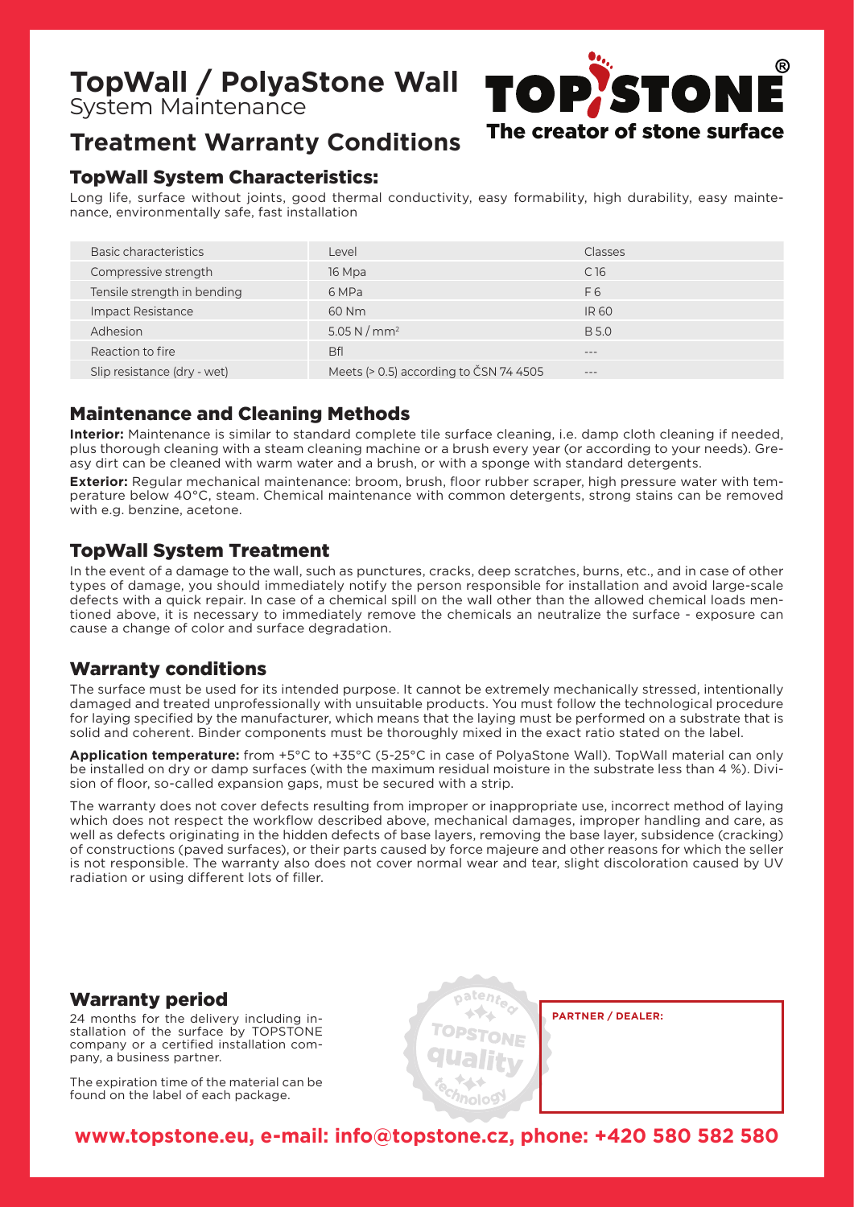# TopWall / PolyaStone Wall

System Maintenance

# Treatment Warranty Conditions

TOPSTONE® The creator of stone surface

## TopWall System Characteristics:

Long life, surface without joints, good thermal conductivity, easy formability, high durability, easy maintenance, environmentally safe, fast installation

| Basic characteristics | Level | Classes |
|---|---|---|
| Compressive strength | 16 Mpa | C 16 |
| Tensile strength in bending | 6 MPa | F 6 |
| Impact Resistance | 60 Nm | IR 60 |
| Adhesion | 5.05 N / mm² | B 5.0 |
| Reaction to fire | Bfl | --- |
| Slip resistance (dry - wet) | Meets (> 0.5) according to ČSN 74 4505 | --- |

## Maintenance and Cleaning Methods

**Interior:** Maintenance is similar to standard complete tile surface cleaning, i.e. damp cloth cleaning if needed, plus thorough cleaning with a steam cleaning machine or a brush every year (or according to your needs). Greasy dirt can be cleaned with warm water and a brush, or with a sponge with standard detergents.

**Exterior:** Regular mechanical maintenance: broom, brush, floor rubber scraper, high pressure water with temperature below 40°C, steam. Chemical maintenance with common detergents, strong stains can be removed with e.g. benzine, acetone.

## TopWall System Treatment

In the event of a damage to the wall, such as punctures, cracks, deep scratches, burns, etc., and in case of other types of damage, you should immediately notify the person responsible for installation and avoid large-scale defects with a quick repair. In case of a chemical spill on the wall other than the allowed chemical loads mentioned above, it is necessary to immediately remove the chemicals an neutralize the surface - exposure can cause a change of color and surface degradation.

## Warranty conditions

The surface must be used for its intended purpose. It cannot be extremely mechanically stressed, intentionally damaged and treated unprofessionally with unsuitable products. You must follow the technological procedure for laying specified by the manufacturer, which means that the laying must be performed on a substrate that is solid and coherent. Binder components must be thoroughly mixed in the exact ratio stated on the label.

**Application temperature:** from +5°C to +35°C (5-25°C in case of PolyaStone Wall). TopWall material can only be installed on dry or damp surfaces (with the maximum residual moisture in the substrate less than 4 %). Division of floor, so-called expansion gaps, must be secured with a strip.

The warranty does not cover defects resulting from improper or inappropriate use, incorrect method of laying which does not respect the workflow described above, mechanical damages, improper handling and care, as well as defects originating in the hidden defects of base layers, removing the base layer, subsidence (cracking) of constructions (paved surfaces), or their parts caused by force majeure and other reasons for which the seller is not responsible. The warranty also does not cover normal wear and tear, slight discoloration caused by UV radiation or using different lots of filler.

## Warranty period

24 months for the delivery including installation of the surface by TOPSTONE company or a certified installation company, a business partner.

The expiration time of the material can be found on the label of each package.

patented TOPSTONE quality technology

**PARTNER / DEALER:**

**www.topstone.eu, e-mail: info@topstone.cz, phone: +420 580 582 580**